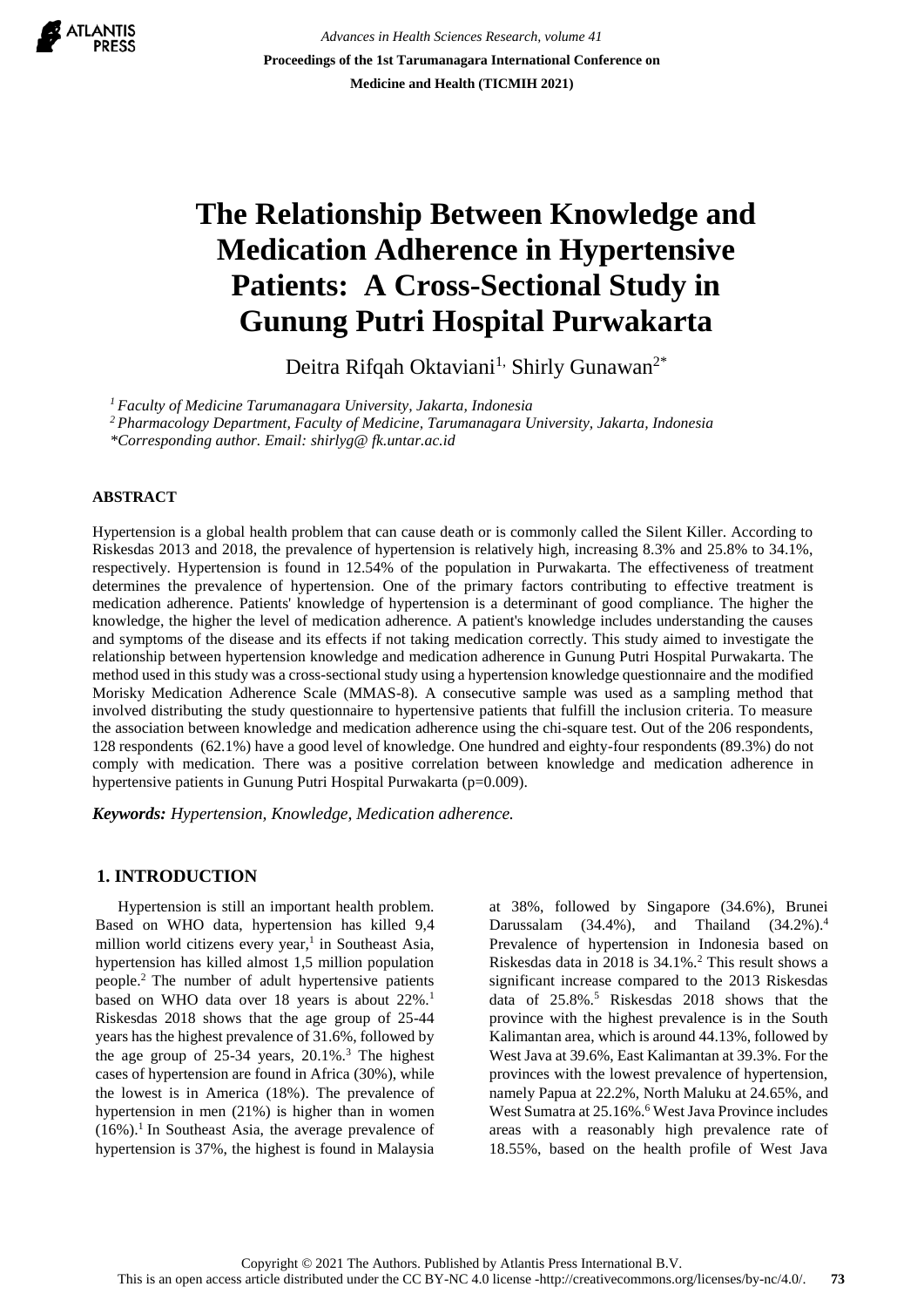# The Relationship Between Knowledge and Medication Adherence in Hypertensive Patients: A Cross-Sectional Study in Gunung Putri Hospital Purwakarta

Deitra Rifqah Oktaviani[1], Shirly Gunawan[2*]

*[1] Faculty of Medicine Tarumanagara University, Jakarta, Indonesia*
*[2] Pharmacology Department, Faculty of Medicine, Tarumanagara University, Jakarta, Indonesia*
*\*Corresponding author. Email: shirlyg@ fk.untar.ac.id*

## ABSTRACT

Hypertension is a global health problem that can cause death or is commonly called the Silent Killer. According to Riskesdas 2013 and 2018, the prevalence of hypertension is relatively high, increasing 8.3% and 25.8% to 34.1%, respectively. Hypertension is found in 12.54% of the population in Purwakarta. The effectiveness of treatment determines the prevalence of hypertension. One of the primary factors contributing to effective treatment is medication adherence. Patients' knowledge of hypertension is a determinant of good compliance. The higher the knowledge, the higher the level of medication adherence. A patient's knowledge includes understanding the causes and symptoms of the disease and its effects if not taking medication correctly. This study aimed to investigate the relationship between hypertension knowledge and medication adherence in Gunung Putri Hospital Purwakarta. The method used in this study was a cross-sectional study using a hypertension knowledge questionnaire and the modified Morisky Medication Adherence Scale (MMAS-8). A consecutive sample was used as a sampling method that involved distributing the study questionnaire to hypertensive patients that fulfill the inclusion criteria. To measure the association between knowledge and medication adherence using the chi-square test. Out of the 206 respondents, 128 respondents (62.1%) have a good level of knowledge. One hundred and eighty-four respondents (89.3%) do not comply with medication. There was a positive correlation between knowledge and medication adherence in hypertensive patients in Gunung Putri Hospital Purwakarta (p=0.009).

***Keywords:** Hypertension, Knowledge, Medication adherence.*

## 1. INTRODUCTION

Hypertension is still an important health problem. Based on WHO data, hypertension has killed 9,4 million world citizens every year,[1] in Southeast Asia, hypertension has killed almost 1,5 million population people.[2] The number of adult hypertensive patients based on WHO data over 18 years is about 22%.[1] Riskesdas 2018 shows that the age group of 25-44 years has the highest prevalence of 31.6%, followed by the age group of 25-34 years, 20.1%.[3] The highest cases of hypertension are found in Africa (30%), while the lowest is in America (18%). The prevalence of hypertension in men (21%) is higher than in women (16%).[1] In Southeast Asia, the average prevalence of hypertension is 37%, the highest is found in Malaysia at 38%, followed by Singapore (34.6%), Brunei Darussalam (34.4%), and Thailand (34.2%).[4] Prevalence of hypertension in Indonesia based on Riskesdas data in 2018 is 34.1%.[2] This result shows a significant increase compared to the 2013 Riskesdas data of 25.8%.[5] Riskesdas 2018 shows that the province with the highest prevalence is in the South Kalimantan area, which is around 44.13%, followed by West Java at 39.6%, East Kalimantan at 39.3%. For the provinces with the lowest prevalence of hypertension, namely Papua at 22.2%, North Maluku at 24.65%, and West Sumatra at 25.16%.[6] West Java Province includes areas with a reasonably high prevalence rate of 18.55%, based on the health profile of West Java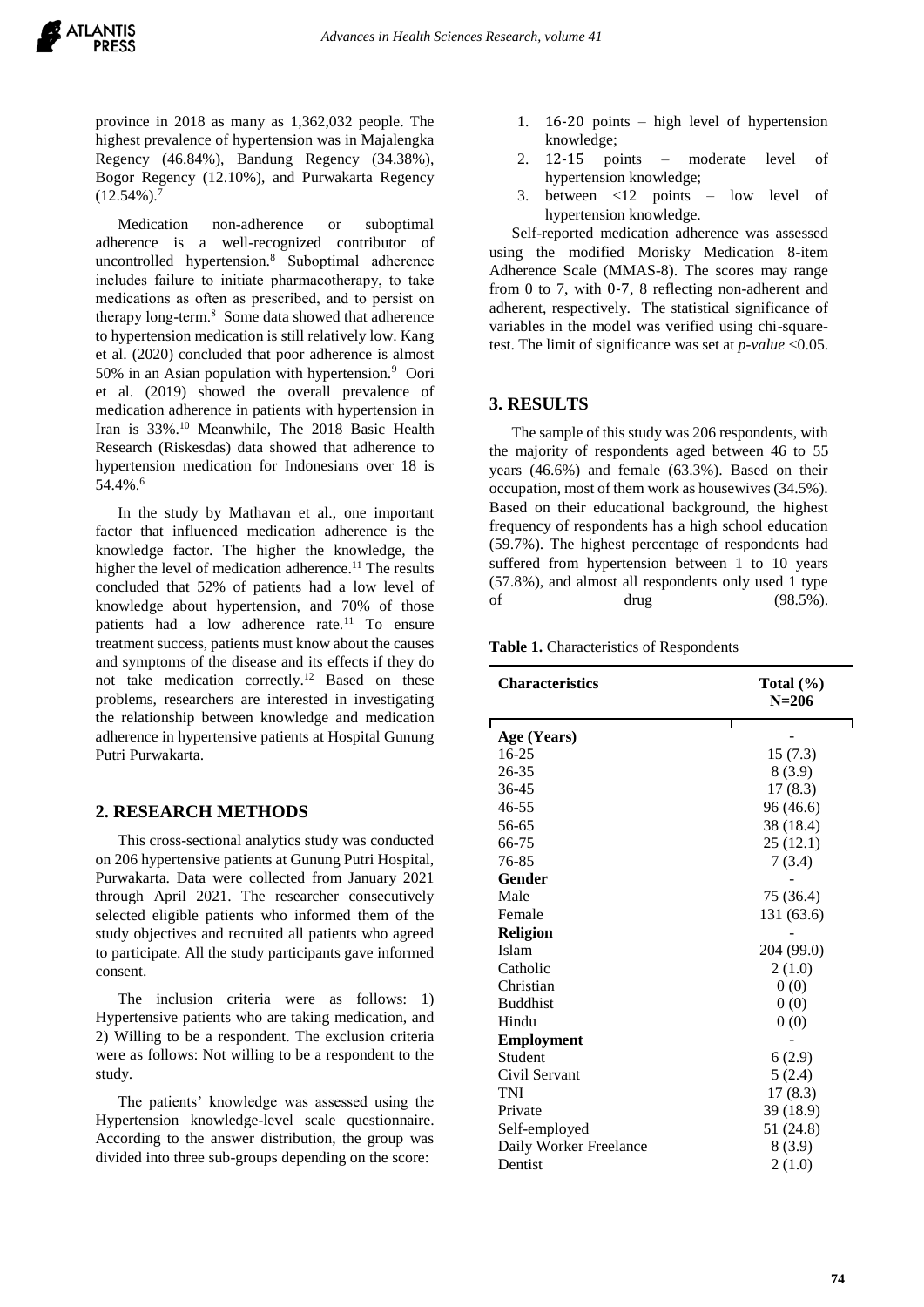province in 2018 as many as 1,362,032 people. The highest prevalence of hypertension was in Majalengka Regency (46.84%), Bandung Regency (34.38%), Bogor Regency (12.10%), and Purwakarta Regency (12.54%).[7]

Medication non-adherence or suboptimal adherence is a well-recognized contributor of uncontrolled hypertension.[8] Suboptimal adherence includes failure to initiate pharmacotherapy, to take medications as often as prescribed, and to persist on therapy long-term.[8] Some data showed that adherence to hypertension medication is still relatively low. Kang et al. (2020) concluded that poor adherence is almost 50% in an Asian population with hypertension.[9] Oori et al. (2019) showed the overall prevalence of medication adherence in patients with hypertension in Iran is 33%.[10] Meanwhile, The 2018 Basic Health Research (Riskesdas) data showed that adherence to hypertension medication for Indonesians over 18 is 54.4%.[6]

In the study by Mathavan et al., one important factor that influenced medication adherence is the knowledge factor. The higher the knowledge, the higher the level of medication adherence.[11] The results concluded that 52% of patients had a low level of knowledge about hypertension, and 70% of those patients had a low adherence rate.[11] To ensure treatment success, patients must know about the causes and symptoms of the disease and its effects if they do not take medication correctly.[12] Based on these problems, researchers are interested in investigating the relationship between knowledge and medication adherence in hypertensive patients at Hospital Gunung Putri Purwakarta.

## 2. RESEARCH METHODS

This cross-sectional analytics study was conducted on 206 hypertensive patients at Gunung Putri Hospital, Purwakarta. Data were collected from January 2021 through April 2021. The researcher consecutively selected eligible patients who informed them of the study objectives and recruited all patients who agreed to participate. All the study participants gave informed consent.

The inclusion criteria were as follows: 1) Hypertensive patients who are taking medication, and 2) Willing to be a respondent. The exclusion criteria were as follows: Not willing to be a respondent to the study.

The patients' knowledge was assessed using the Hypertension knowledge-level scale questionnaire. According to the answer distribution, the group was divided into three sub-groups depending on the score:

1. 16-20 points – high level of hypertension knowledge;
2. 12-15 points – moderate level of hypertension knowledge;
3. between <12 points – low level of hypertension knowledge.

Self-reported medication adherence was assessed using the modified Morisky Medication 8-item Adherence Scale (MMAS-8). The scores may range from 0 to 7, with 0-7, 8 reflecting non-adherent and adherent, respectively. The statistical significance of variables in the model was verified using chi-square-test. The limit of significance was set at *p-value* <0.05.

## 3. RESULTS

The sample of this study was 206 respondents, with the majority of respondents aged between 46 to 55 years (46.6%) and female (63.3%). Based on their occupation, most of them work as housewives (34.5%). Based on their educational background, the highest frequency of respondents has a high school education (59.7%). The highest percentage of respondents had suffered from hypertension between 1 to 10 years (57.8%), and almost all respondents only used 1 type of drug (98.5%).

**Table 1.** Characteristics of Respondents

| Characteristics | Total (%) N=206 |
|---|---|
| **Age (Years)** | - |
| 16-25 | 15 (7.3) |
| 26-35 | 8 (3.9) |
| 36-45 | 17 (8.3) |
| 46-55 | 96 (46.6) |
| 56-65 | 38 (18.4) |
| 66-75 | 25 (12.1) |
| 76-85 | 7 (3.4) |
| **Gender** | - |
| Male | 75 (36.4) |
| Female | 131 (63.6) |
| **Religion** | - |
| Islam | 204 (99.0) |
| Catholic | 2 (1.0) |
| Christian | 0 (0) |
| Buddhist | 0 (0) |
| Hindu | 0 (0) |
| **Employment** | - |
| Student | 6 (2.9) |
| Civil Servant | 5 (2.4) |
| TNI | 17 (8.3) |
| Private | 39 (18.9) |
| Self-employed | 51 (24.8) |
| Daily Worker Freelance | 8 (3.9) |
| Dentist | 2 (1.0) |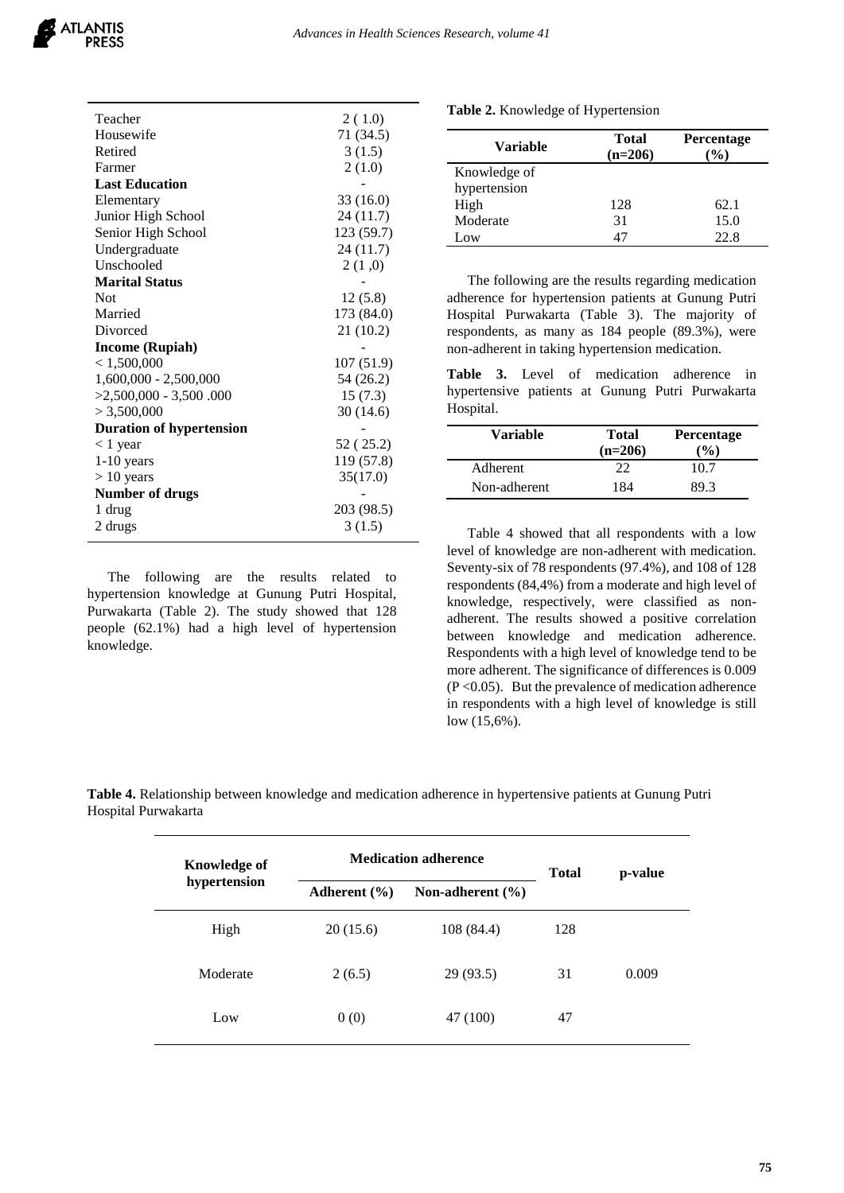| | |
|---|---|
| Teacher | 2 ( 1.0) |
| Housewife | 71 (34.5) |
| Retired | 3 (1.5) |
| Farmer | 2 (1.0) |
| **Last Education** | - |
| Elementary | 33 (16.0) |
| Junior High School | 24 (11.7) |
| Senior High School | 123 (59.7) |
| Undergraduate | 24 (11.7) |
| Unschooled | 2 (1 ,0) |
| **Marital Status** | - |
| Not | 12 (5.8) |
| Married | 173 (84.0) |
| Divorced | 21 (10.2) |
| **Income (Rupiah)** | - |
| < 1,500,000 | 107 (51.9) |
| 1,600,000 - 2,500,000 | 54 (26.2) |
| >2,500,000 - 3,500 .000 | 15 (7.3) |
| > 3,500,000 | 30 (14.6) |
| **Duration of hypertension** | - |
| < 1 year | 52 ( 25.2) |
| 1-10 years | 119 (57.8) |
| > 10 years | 35(17.0) |
| **Number of drugs** | - |
| 1 drug | 203 (98.5) |
| 2 drugs | 3 (1.5) |

The following are the results related to hypertension knowledge at Gunung Putri Hospital, Purwakarta (Table 2). The study showed that 128 people (62.1%) had a high level of hypertension knowledge.

**Table 2.** Knowledge of Hypertension

| Variable | Total (n=206) | Percentage (%) |
|---|---|---|
| Knowledge of hypertension | | |
| High | 128 | 62.1 |
| Moderate | 31 | 15.0 |
| Low | 47 | 22.8 |

The following are the results regarding medication adherence for hypertension patients at Gunung Putri Hospital Purwakarta (Table 3). The majority of respondents, as many as 184 people (89.3%), were non-adherent in taking hypertension medication.

**Table 3.** Level of medication adherence in hypertensive patients at Gunung Putri Purwakarta Hospital.

| Variable | Total (n=206) | Percentage (%) |
|---|---|---|
| Adherent | 22 | 10.7 |
| Non-adherent | 184 | 89.3 |

Table 4 showed that all respondents with a low level of knowledge are non-adherent with medication. Seventy-six of 78 respondents (97.4%), and 108 of 128 respondents (84,4%) from a moderate and high level of knowledge, respectively, were classified as non-adherent. The results showed a positive correlation between knowledge and medication adherence. Respondents with a high level of knowledge tend to be more adherent. The significance of differences is 0.009 ($P < 0.05$). But the prevalence of medication adherence in respondents with a high level of knowledge is still low (15,6%).

**Table 4.** Relationship between knowledge and medication adherence in hypertensive patients at Gunung Putri Hospital Purwakarta

| Knowledge of hypertension | Medication adherence | | Total | p-value |
|---|---|---|---|---|
| | Adherent (%) | Non-adherent (%) | | |
| High | 20 (15.6) | 108 (84.4) | 128 | |
| Moderate | 2 (6.5) | 29 (93.5) | 31 | 0.009 |
| Low | 0 (0) | 47 (100) | 47 | |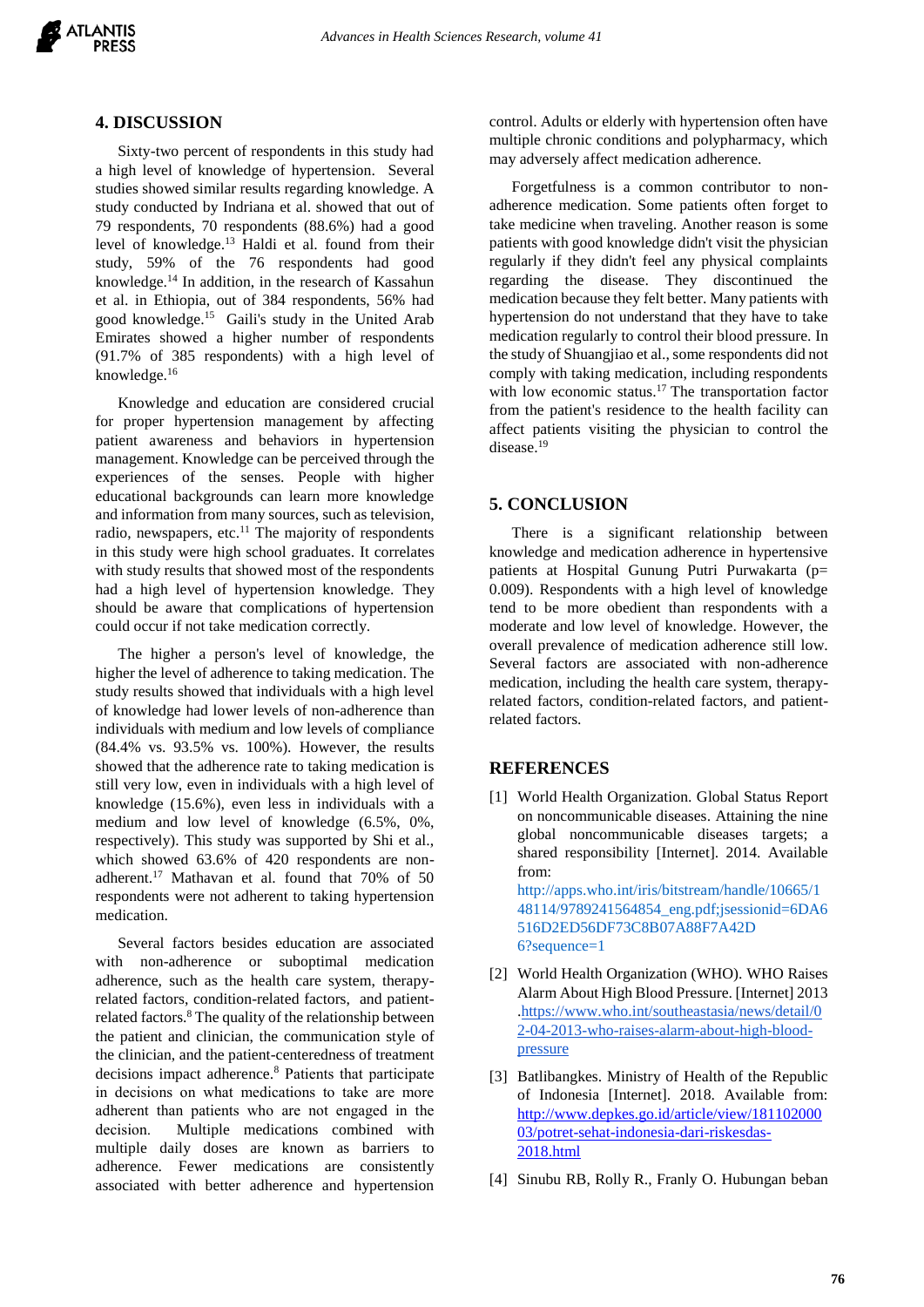## 4. DISCUSSION

Sixty-two percent of respondents in this study had a high level of knowledge of hypertension. Several studies showed similar results regarding knowledge. A study conducted by Indriana et al. showed that out of 79 respondents, 70 respondents (88.6%) had a good level of knowledge.[13] Haldi et al. found from their study, 59% of the 76 respondents had good knowledge.[14] In addition, in the research of Kassahun et al. in Ethiopia, out of 384 respondents, 56% had good knowledge.[15] Gaili's study in the United Arab Emirates showed a higher number of respondents (91.7% of 385 respondents) with a high level of knowledge.[16]

Knowledge and education are considered crucial for proper hypertension management by affecting patient awareness and behaviors in hypertension management. Knowledge can be perceived through the experiences of the senses. People with higher educational backgrounds can learn more knowledge and information from many sources, such as television, radio, newspapers, etc.[11] The majority of respondents in this study were high school graduates. It correlates with study results that showed most of the respondents had a high level of hypertension knowledge. They should be aware that complications of hypertension could occur if not take medication correctly.

The higher a person's level of knowledge, the higher the level of adherence to taking medication. The study results showed that individuals with a high level of knowledge had lower levels of non-adherence than individuals with medium and low levels of compliance (84.4% vs. 93.5% vs. 100%). However, the results showed that the adherence rate to taking medication is still very low, even in individuals with a high level of knowledge (15.6%), even less in individuals with a medium and low level of knowledge (6.5%, 0%, respectively). This study was supported by Shi et al., which showed 63.6% of 420 respondents are non-adherent.[17] Mathavan et al. found that 70% of 50 respondents were not adherent to taking hypertension medication.

Several factors besides education are associated with non-adherence or suboptimal medication adherence, such as the health care system, therapy-related factors, condition-related factors, and patient-related factors.[8] The quality of the relationship between the patient and clinician, the communication style of the clinician, and the patient-centeredness of treatment decisions impact adherence.[8] Patients that participate in decisions on what medications to take are more adherent than patients who are not engaged in the decision. Multiple medications combined with multiple daily doses are known as barriers to adherence. Fewer medications are consistently associated with better adherence and hypertension control. Adults or elderly with hypertension often have multiple chronic conditions and polypharmacy, which may adversely affect medication adherence.

Forgetfulness is a common contributor to non-adherence medication. Some patients often forget to take medicine when traveling. Another reason is some patients with good knowledge didn't visit the physician regularly if they didn't feel any physical complaints regarding the disease. They discontinued the medication because they felt better. Many patients with hypertension do not understand that they have to take medication regularly to control their blood pressure. In the study of Shuangjiao et al., some respondents did not comply with taking medication, including respondents with low economic status.[17] The transportation factor from the patient's residence to the health facility can affect patients visiting the physician to control the disease.[19]

## 5. CONCLUSION

There is a significant relationship between knowledge and medication adherence in hypertensive patients at Hospital Gunung Putri Purwakarta (p= 0.009). Respondents with a high level of knowledge tend to be more obedient than respondents with a moderate and low level of knowledge. However, the overall prevalence of medication adherence still low. Several factors are associated with non-adherence medication, including the health care system, therapy-related factors, condition-related factors, and patient-related factors.

## REFERENCES

[1] World Health Organization. Global Status Report on noncommunicable diseases. Attaining the nine global noncommunicable diseases targets; a shared responsibility [Internet]. 2014. Available from: http://apps.who.int/iris/bitstream/handle/10665/148114/9789241564854_eng.pdf;jsessionid=6DA6516D2ED56DF73C8B07A88F7A42D6?sequence=1

[2] World Health Organization (WHO). WHO Raises Alarm About High Blood Pressure. [Internet] 2013 .https://www.who.int/southeastasia/news/detail/02-04-2013-who-raises-alarm-about-high-blood-pressure

[3] Batlibangkes. Ministry of Health of the Republic of Indonesia [Internet]. 2018. Available from: http://www.depkes.go.id/article/view/18110200003/potret-sehat-indonesia-dari-riskesdas-2018.html

[4] Sinubu RB, Rolly R., Franly O. Hubungan beban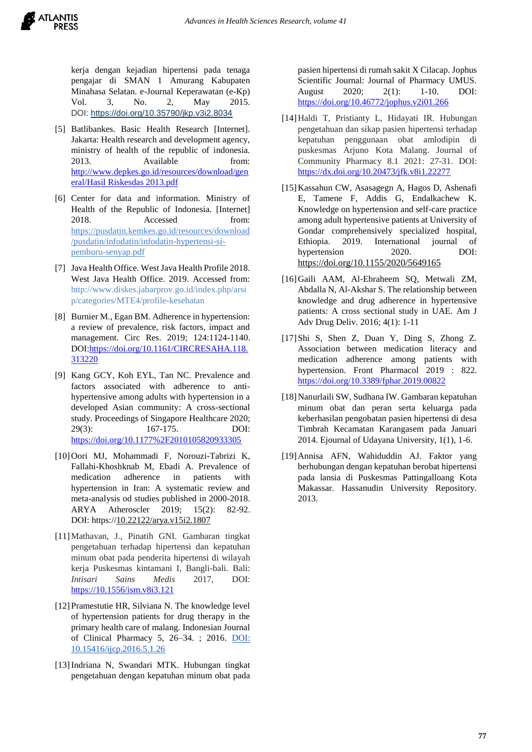kerja dengan kejadian hipertensi pada tenaga pengajar di SMAN 1 Amurang Kabupaten Minahasa Selatan. e-Journal Keperawatan (e-Kp) Vol. 3, No. 2, May 2015. DOI: https://doi.org/10.35790/jkp.v3i2.8034

[5] Batlibankes. Basic Health Research [Internet]. Jakarta: Health research and development agency, ministry of health of the republic of indonesia. 2013. Available from: http://www.depkes.go.id/resources/download/general/Hasil Riskesdas 2013.pdf

[6] Center for data and information. Ministry of Health of the Republic of Indonesia. [Internet] 2018. Accessed from: https://pusdatin.kemkes.go.id/resources/download/pusdatin/infodatin/infodatin-hypertensi-si-pemburu-senyap.pdf

[7] Java Health Office. West Java Health Profile 2018. West Java Health Office. 2019. Accessed from: http://www.diskes.jabarprov.go.id/index.php/arsip/categories/MTE4/profile-kesehatan

[8] Burnier M., Egan BM. Adherence in hypertension: a review of prevalence, risk factors, impact and management. Circ Res. 2019; 124:1124-1140. DOI:https://doi.org/10.1161/CIRCRESAHA.118.313220

[9] Kang GCY, Koh EYL, Tan NC. Prevalence and factors associated with adherence to anti-hypertensive among adults with hypertension in a developed Asian community: A cross-sectional study. Proceedings of Singapore Healthcare 2020; 29(3): 167-175. DOI: https://doi.org/10.1177%2F2010105820933305

[10] Oori MJ, Mohammadi F, Norouzi-Tabrizi K, Fallahi-Khoshknab M, Ebadi A. Prevalence of medication adherence in patients with hypertension in Iran: A systematic review and meta-analysis od studies published in 2000-2018. ARYA Atheroscler 2019; 15(2): 82-92. DOI: https://10.22122/arya.v15i2.1807

[11] Mathavan, J., Pinatih GNI. Gambaran tingkat pengetahuan terhadap hipertensi dan kepatuhan minum obat pada penderita hipertensi di wilayah kerja Puskesmas kintamani I, Bangli-bali. Bali: *Intisari Sains Medis* 2017, DOI: https://10.1556/ism.v8i3.121

[12] Pramestutie HR, Silviana N. The knowledge level of hypertension patients for drug therapy in the primary health care of malang. Indonesian Journal of Clinical Pharmacy 5, 26–34. ; 2016. DOI: 10.15416/ijcp.2016.5.1.26

[13] Indriana N, Swandari MTK. Hubungan tingkat pengetahuan dengan kepatuhan minum obat pada pasien hipertensi di rumah sakit X Cilacap. Jophus Scientific Journal: Journal of Pharmacy UMUS. August 2020; 2(1): 1-10. DOI: https://doi.org/10.46772/jophus.v2i01.266

[14] Haldi T, Pristianty L, Hidayati IR. Hubungan pengetahuan dan sikap pasien hipertensi terhadap kepatuhan penggunaan obat amlodipin di puskesmas Arjuno Kota Malang. Journal of Community Pharmacy 8.1 2021: 27-31. DOI: https://dx.doi.org/10.20473/jfk.v8i1.22277

[15] Kassahun CW, Asasagegn A, Hagos D, Ashenafi E, Tamene F, Addis G, Endalkachew K. Knowledge on hypertension and self-care practice among adult hypertensive patients at University of Gondar comprehensively specialized hospital, Ethiopia. 2019. International journal of hypertension 2020. DOI: https://doi.org/10.1155/2020/5649165

[16] Gaili AAM, Al-Ebraheem SQ, Metwali ZM, Abdalla N, Al-Akshar S. The relationship between knowledge and drug adherence in hypertensive patients: A cross sectional study in UAE. Am J Adv Drug Deliv. 2016; 4(1): 1-11

[17] Shi S, Shen Z, Duan Y, Ding S, Zhong Z. Association between medication literacy and medication adherence among patients with hypertension. Front Pharmacol 2019 : 822. https://doi.org/10.3389/fphar.2019.00822

[18] Nanurlaili SW, Sudhana IW. Gambaran kepatuhan minum obat dan peran serta keluarga pada keberhasilan pengobatan pasien hipertensi di desa Timbrah Kecamatan Karangasem pada Januari 2014. Ejournal of Udayana University, 1(1), 1-6.

[19] Annisa AFN, Wahiduddin AJ. Faktor yang berhubungan dengan kepatuhan berobat hipertensi pada lansia di Puskesmas Pattingalloang Kota Makassar. Hassanudin University Repository. 2013.